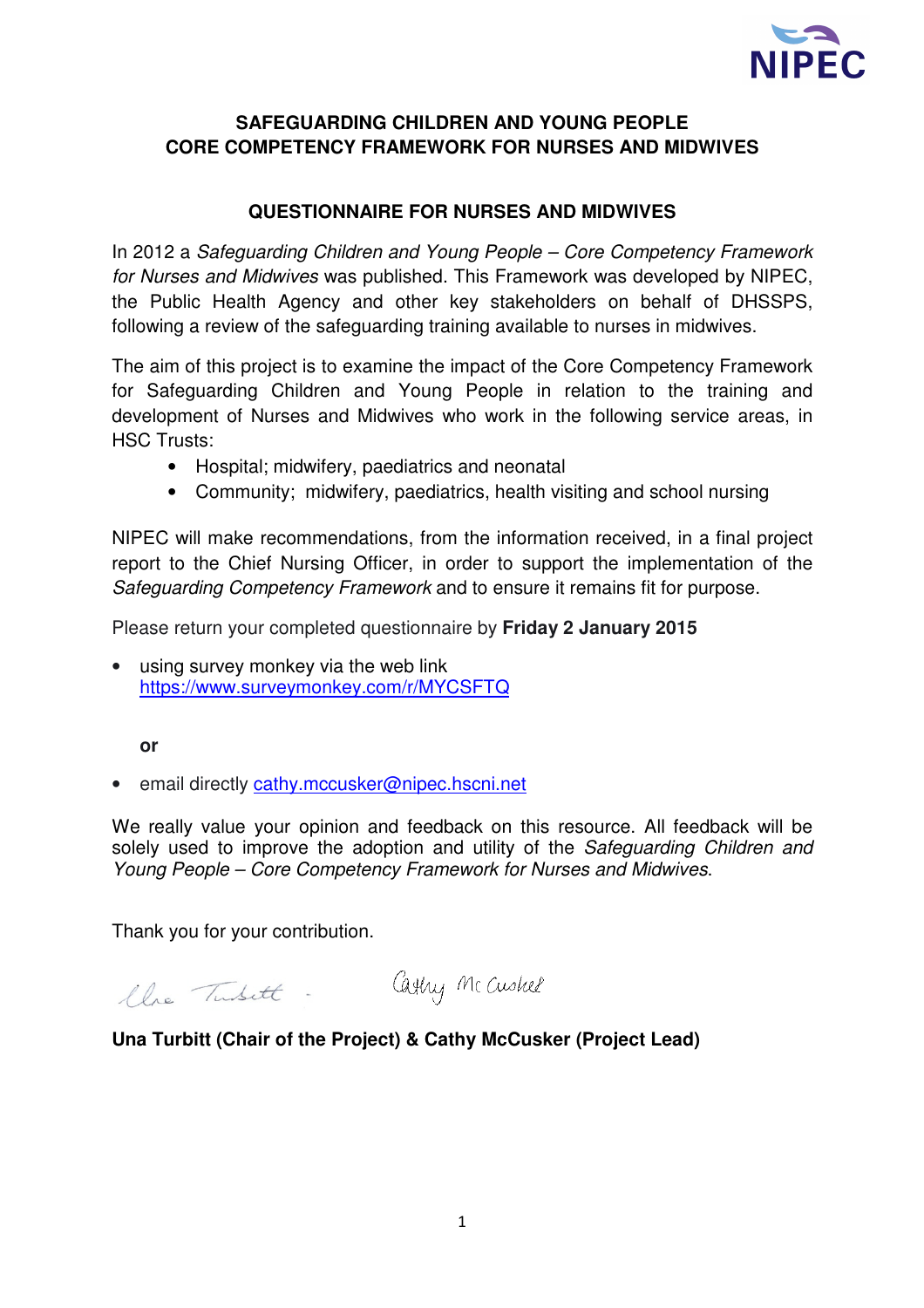## SAFEGUARDING CHILDREN AND YOUNG PEOPLE
## CORE COMPETENCY FRAMEWORK FOR NURSES AND MIDWIVES

### QUESTIONNAIRE FOR NURSES AND MIDWIVES

In 2012 a *Safeguarding Children and Young People – Core Competency Framework for Nurses and Midwives* was published. This Framework was developed by NIPEC, the Public Health Agency and other key stakeholders on behalf of DHSSPS, following a review of the safeguarding training available to nurses in midwives.

The aim of this project is to examine the impact of the Core Competency Framework for Safeguarding Children and Young People in relation to the training and development of Nurses and Midwives who work in the following service areas, in HSC Trusts:

- Hospital; midwifery, paediatrics and neonatal
- Community; midwifery, paediatrics, health visiting and school nursing

NIPEC will make recommendations, from the information received, in a final project report to the Chief Nursing Officer, in order to support the implementation of the *Safeguarding Competency Framework* and to ensure it remains fit for purpose.

Please return your completed questionnaire by **Friday 2 January 2015**

- using survey monkey via the web link https://www.surveymonkey.com/r/MYCSFTQ

**or**

- email directly cathy.mccusker@nipec.hscni.net

We really value your opinion and feedback on this resource. All feedback will be solely used to improve the adoption and utility of the *Safeguarding Children and Young People – Core Competency Framework for Nurses and Midwives*.

Thank you for your contribution.

Una Turbitt    Cathy McCusker

**Una Turbitt (Chair of the Project) & Cathy McCusker (Project Lead)**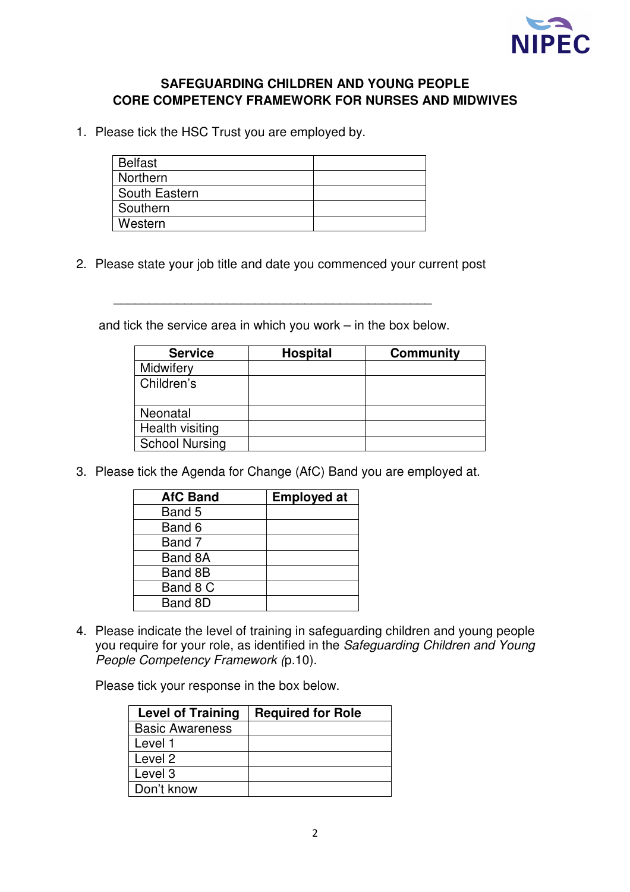## SAFEGUARDING CHILDREN AND YOUNG PEOPLE
## CORE COMPETENCY FRAMEWORK FOR NURSES AND MIDWIVES

1. Please tick the HSC Trust you are employed by.

| | |
|---|---|
| Belfast | |
| Northern | |
| South Eastern | |
| Southern | |
| Western | |

2. Please state your job title and date you commenced your current post

   \_\_\_\_\_\_\_\_\_\_\_\_\_\_\_\_\_\_\_\_\_\_\_\_\_\_\_\_\_\_\_\_\_\_\_\_\_\_\_\_\_\_\_\_\_\_\_\_

   and tick the service area in which you work – in the box below.

| Service | Hospital | Community |
|---|---|---|
| Midwifery | | |
| Children's | | |
| Neonatal | | |
| Health visiting | | |
| School Nursing | | |

3. Please tick the Agenda for Change (AfC) Band you are employed at.

| AfC Band | Employed at |
|---|---|
| Band 5 | |
| Band 6 | |
| Band 7 | |
| Band 8A | |
| Band 8B | |
| Band 8 C | |
| Band 8D | |

4. Please indicate the level of training in safeguarding children and young people you require for your role, as identified in the *Safeguarding Children and Young People Competency Framework* (p.10).

   Please tick your response in the box below.

| Level of Training | Required for Role |
|---|---|
| Basic Awareness | |
| Level 1 | |
| Level 2 | |
| Level 3 | |
| Don't know | |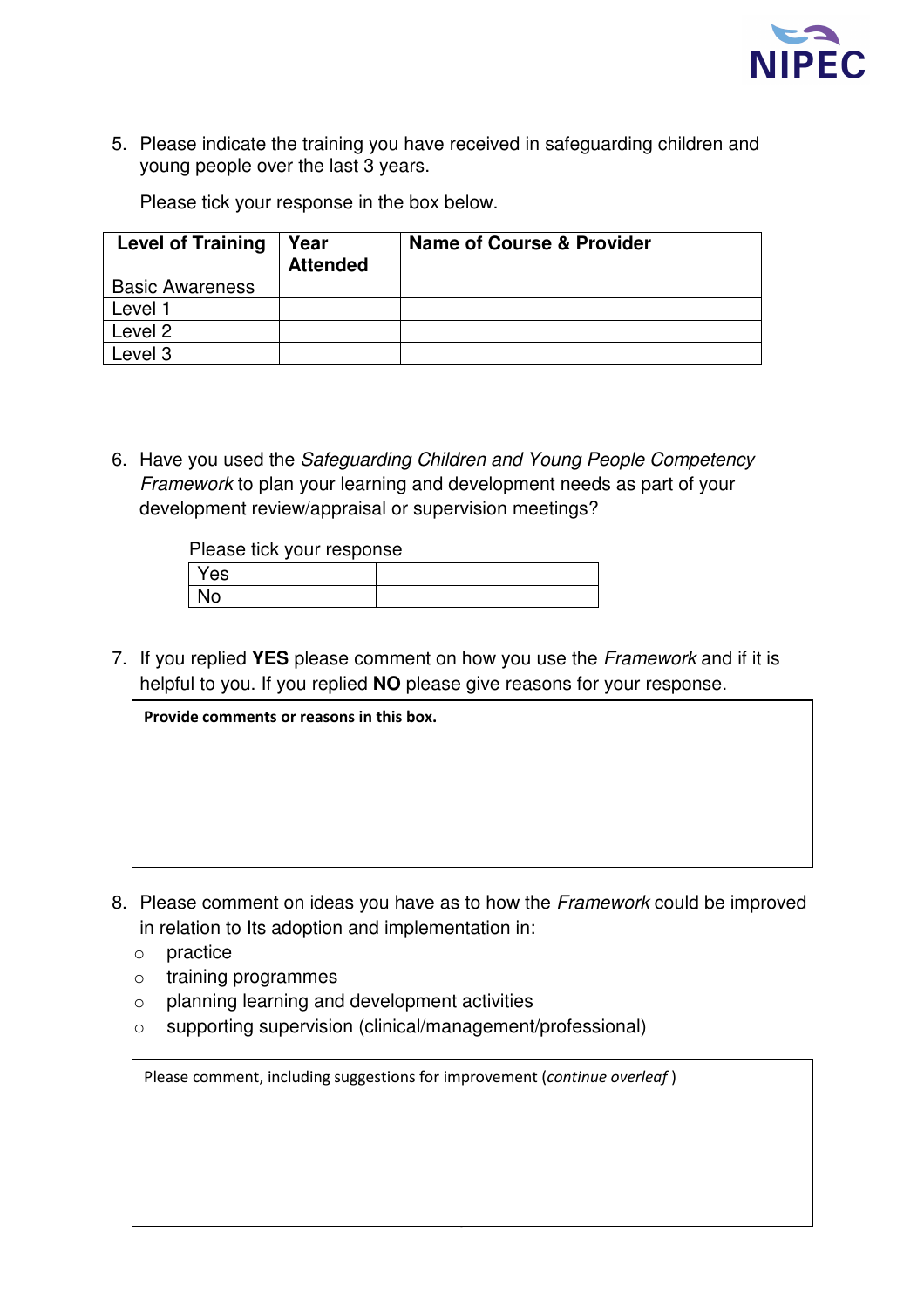5. Please indicate the training you have received in safeguarding children and young people over the last 3 years.

   Please tick your response in the box below.

| Level of Training | Year Attended | Name of Course & Provider |
|---|---|---|
| Basic Awareness | | |
| Level 1 | | |
| Level 2 | | |
| Level 3 | | |

6. Have you used the *Safeguarding Children and Young People Competency Framework* to plan your learning and development needs as part of your development review/appraisal or supervision meetings?

   Please tick your response

| | |
|---|---|
| Yes | |
| No | |

7. If you replied **YES** please comment on how you use the *Framework* and if it is helpful to you. If you replied **NO** please give reasons for your response.

| **Provide comments or reasons in this box.** |
|---|
| |

8. Please comment on ideas you have as to how the *Framework* could be improved in relation to Its adoption and implementation in:
   - practice
   - training programmes
   - planning learning and development activities
   - supporting supervision (clinical/management/professional)

| Please comment, including suggestions for improvement (*continue overleaf* ) |
|---|
| |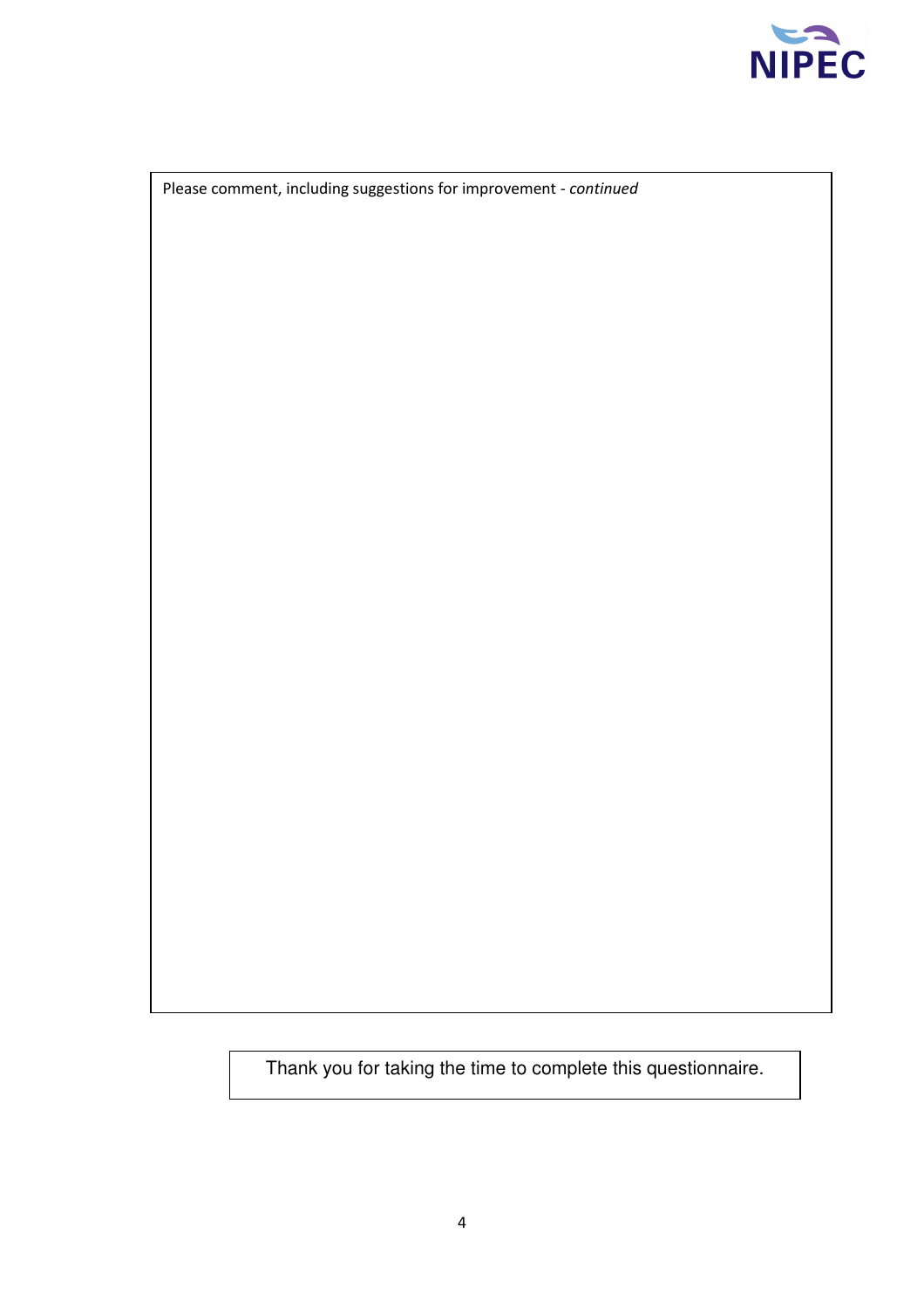Please comment, including suggestions for improvement - *continued*

Thank you for taking the time to complete this questionnaire.